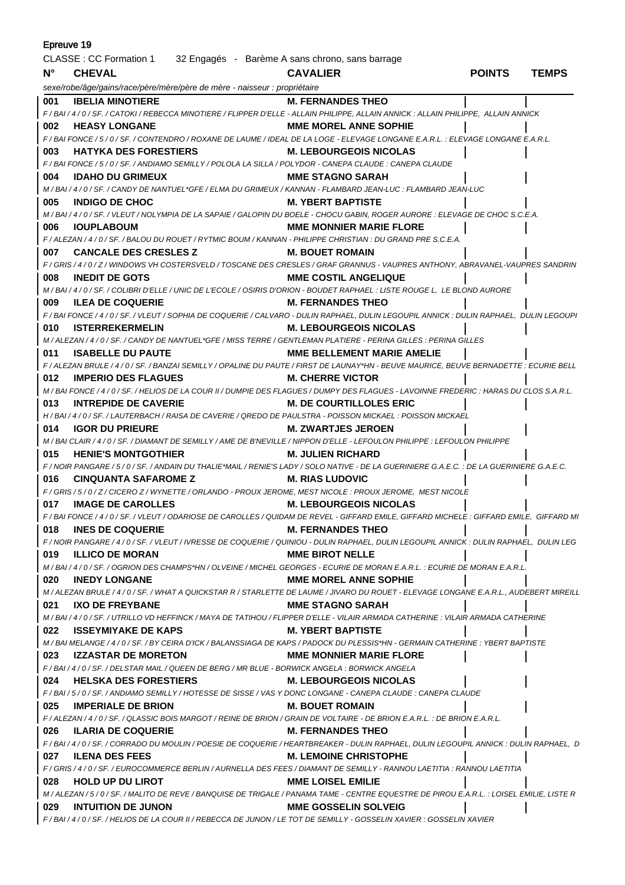Epreuve 19

CLASSE : CC Formation 1 32 Engagés - Barème A sans chrono, sans barrage

| N° | CHEVAL | CAVALIER | POINTS | TEMPS |
|---|---|---|---|---|
| | *sexe/robe/âge/gains/race/père/mère/père de mère - naisseur : propriétaire* | | | |
| **001** | **IBELIA MINOTIERE** | **M. FERNANDES THEO** | | |
| | *F / BAI / 4 / 0 / SF. / CATOKI / REBECCA MINOTIERE / FLIPPER D'ELLE - ALLAIN PHILIPPE, ALLAIN ANNICK : ALLAIN PHILIPPE, ALLAIN ANNICK* | | | |
| **002** | **HEASY LONGANE** | **MME MOREL ANNE SOPHIE** | | |
| | *F / BAI FONCE / 5 / 0 / SF. / CONTENDRO / ROXANE DE LAUME / IDEAL DE LA LOGE - ELEVAGE LONGANE E.A.R.L. : ELEVAGE LONGANE E.A.R.L.* | | | |
| **003** | **HATYKA DES FORESTIERS** | **M. LEBOURGEOIS NICOLAS** | | |
| | *F / BAI FONCE / 5 / 0 / SF. / ANDIAMO SEMILLY / POLOLA LA SILLA / POLYDOR - CANEPA CLAUDE : CANEPA CLAUDE* | | | |
| **004** | **IDAHO DU GRIMEUX** | **MME STAGNO SARAH** | | |
| | *M / BAI / 4 / 0 / SF. / CANDY DE NANTUEL\*GFE / ELMA DU GRIMEUX / KANNAN - FLAMBARD JEAN-LUC : FLAMBARD JEAN-LUC* | | | |
| **005** | **INDIGO DE CHOC** | **M. YBERT BAPTISTE** | | |
| | *M / BAI / 4 / 0 / SF. / VLEUT / NOLYMPIA DE LA SAPAIE / GALOPIN DU BOELE - CHOCU GABIN, ROGER AURORE : ELEVAGE DE CHOC S.C.E.A.* | | | |
| **006** | **IOUPLABOUM** | **MME MONNIER MARIE FLORE** | | |
| | *F / ALEZAN / 4 / 0 / SF. / BALOU DU ROUET / RYTMIC BOUM / KANNAN - PHILIPPE CHRISTIAN : DU GRAND PRE S.C.E.A.* | | | |
| **007** | **CANCALE DES CRESLES Z** | **M. BOUET ROMAIN** | | |
| | *F / GRIS / 4 / 0 / Z / WINDOWS VH COSTERSVELD / TOSCANE DES CRESLES / GRAF GRANNUS - VAUPRES ANTHONY, ABRAVANEL-VAUPRES SANDRIN* | | | |
| **008** | **INEDIT DE GOTS** | **MME COSTIL ANGELIQUE** | | |
| | *M / BAI / 4 / 0 / SF. / COLIBRI D'ELLE / UNIC DE L'ECOLE / OSIRIS D'ORION - BOUDET RAPHAEL : LISTE ROUGE L, LE BLOND AURORE* | | | |
| **009** | **ILEA DE COQUERIE** | **M. FERNANDES THEO** | | |
| | *F / BAI FONCE / 4 / 0 / SF. / VLEUT / SOPHIA DE COQUERIE / CALVARO - DULIN RAPHAEL, DULIN LEGOUPIL ANNICK : DULIN RAPHAEL, DULIN LEGOUPI* | | | |
| **010** | **ISTERREKERMELIN** | **M. LEBOURGEOIS NICOLAS** | | |
| | *M / ALEZAN / 4 / 0 / SF. / CANDY DE NANTUEL\*GFE / MISS TERRE / GENTLEMAN PLATIERE - PERINA GILLES : PERINA GILLES* | | | |
| **011** | **ISABELLE DU PAUTE** | **MME BELLEMENT MARIE AMELIE** | | |
| | *F / ALEZAN BRULE / 4 / 0 / SF. / BANZAI SEMILLY / OPALINE DU PAUTE / FIRST DE LAUNAY\*HN - BEUVE MAURICE, BEUVE BERNADETTE : ECURIE BELL* | | | |
| **012** | **IMPERIO DES FLAGUES** | **M. CHERRE VICTOR** | | |
| | *M / BAI FONCE / 4 / 0 / SF. / HELIOS DE LA COUR II / DUMPIE DES FLAGUES / DUMPY DES FLAGUES - LAVOINNE FREDERIC : HARAS DU CLOS S.A.R.L.* | | | |
| **013** | **INTREPIDE DE CAVERIE** | **M. DE COURTILLOLES ERIC** | | |
| | *H / BAI / 4 / 0 / SF. / LAUTERBACH / RAISA DE CAVERIE / QREDO DE PAULSTRA - POISSON MICKAEL : POISSON MICKAEL* | | | |
| **014** | **IGOR DU PRIEURE** | **M. ZWARTJES JEROEN** | | |
| | *M / BAI CLAIR / 4 / 0 / SF. / DIAMANT DE SEMILLY / AME DE B'NEVILLE / NIPPON D'ELLE - LEFOULON PHILIPPE : LEFOULON PHILIPPE* | | | |
| **015** | **HENIE'S MONTGOTHIER** | **M. JULIEN RICHARD** | | |
| | *F / NOIR PANGARE / 5 / 0 / SF. / ANDAIN DU THALIE\*MAIL / RENIE'S LADY / SOLO NATIVE - DE LA GUERINIERE G.A.E.C. : DE LA GUERINIERE G.A.E.C.* | | | |
| **016** | **CINQUANTA SAFAROME Z** | **M. RIAS LUDOVIC** | | |
| | *F / GRIS / 5 / 0 / Z / CICERO Z / WYNETTE / ORLANDO - PROUX JEROME, MEST NICOLE : PROUX JEROME, MEST NICOLE* | | | |
| **017** | **IMAGE DE CAROLLES** | **M. LEBOURGEOIS NICOLAS** | | |
| | *F / BAI FONCE / 4 / 0 / SF. / VLEUT / ODARIOSE DE CAROLLES / QUIDAM DE REVEL - GIFFARD EMILE, GIFFARD MICHELE : GIFFARD EMILE, GIFFARD MI* | | | |
| **018** | **INES DE COQUERIE** | **M. FERNANDES THEO** | | |
| | *F / NOIR PANGARE / 4 / 0 / SF. / VLEUT / IVRESSE DE COQUERIE / QUINIOU - DULIN RAPHAEL, DULIN LEGOUPIL ANNICK : DULIN RAPHAEL, DULIN LEG* | | | |
| **019** | **ILLICO DE MORAN** | **MME BIROT NELLE** | | |
| | *M / BAI / 4 / 0 / SF. / OGRION DES CHAMPS\*HN / OLVEINE / MICHEL GEORGES - ECURIE DE MORAN E.A.R.L. : ECURIE DE MORAN E.A.R.L.* | | | |
| **020** | **INEDY LONGANE** | **MME MOREL ANNE SOPHIE** | | |
| | *M / ALEZAN BRULE / 4 / 0 / SF. / WHAT A QUICKSTAR R / STARLETTE DE LAUME / JIVARO DU ROUET - ELEVAGE LONGANE E.A.R.L., AUDEBERT MIREILL* | | | |
| **021** | **IXO DE FREYBANE** | **MME STAGNO SARAH** | | |
| | *M / BAI / 4 / 0 / SF. / UTRILLO VD HEFFINCK / MAYA DE TATIHOU / FLIPPER D'ELLE - VILAIR ARMADA CATHERINE : VILAIR ARMADA CATHERINE* | | | |
| **022** | **ISSEYMIYAKE DE KAPS** | **M. YBERT BAPTISTE** | | |
| | *M / BAI MELANGE / 4 / 0 / SF. / BY CEIRA D'ICK / BALANSSIAGA DE KAPS / PADOCK DU PLESSIS\*HN - GERMAIN CATHERINE : YBERT BAPTISTE* | | | |
| **023** | **IZZASTAR DE MORETON** | **MME MONNIER MARIE FLORE** | | |
| | *F / BAI / 4 / 0 / SF. / DELSTAR MAIL / QUEEN DE BERG / MR BLUE - BORWICK ANGELA : BORWICK ANGELA* | | | |
| **024** | **HELSKA DES FORESTIERS** | **M. LEBOURGEOIS NICOLAS** | | |
| | *F / BAI / 5 / 0 / SF. / ANDIAMO SEMILLY / HOTESSE DE SISSE / VAS Y DONC LONGANE - CANEPA CLAUDE : CANEPA CLAUDE* | | | |
| **025** | **IMPERIALE DE BRION** | **M. BOUET ROMAIN** | | |
| | *F / ALEZAN / 4 / 0 / SF. / QLASSIC BOIS MARGOT / REINE DE BRION / GRAIN DE VOLTAIRE - DE BRION E.A.R.L. : DE BRION E.A.R.L.* | | | |
| **026** | **ILARIA DE COQUERIE** | **M. FERNANDES THEO** | | |
| | *F / BAI / 4 / 0 / SF. / CORRADO DU MOULIN / POESIE DE COQUERIE / HEARTBREAKER - DULIN RAPHAEL, DULIN LEGOUPIL ANNICK : DULIN RAPHAEL, D* | | | |
| **027** | **ILENA DES FEES** | **M. LEMOINE CHRISTOPHE** | | |
| | *F / GRIS / 4 / 0 / SF. / EUROCOMMERCE BERLIN / AURNELLA DES FEES / DIAMANT DE SEMILLY - RANNOU LAETITIA : RANNOU LAETITIA* | | | |
| **028** | **HOLD UP DU LIROT** | **MME LOISEL EMILIE** | | |
| | *M / ALEZAN / 5 / 0 / SF. / MALITO DE REVE / BANQUISE DE TRIGALE / PANAMA TAME - CENTRE EQUESTRE DE PIROU E.A.R.L. : LOISEL EMILIE, LISTE R* | | | |
| **029** | **INTUITION DE JUNON** | **MME GOSSELIN SOLVEIG** | | |
| | *F / BAI / 4 / 0 / SF. / HELIOS DE LA COUR II / REBECCA DE JUNON / LE TOT DE SEMILLY - GOSSELIN XAVIER : GOSSELIN XAVIER* | | | |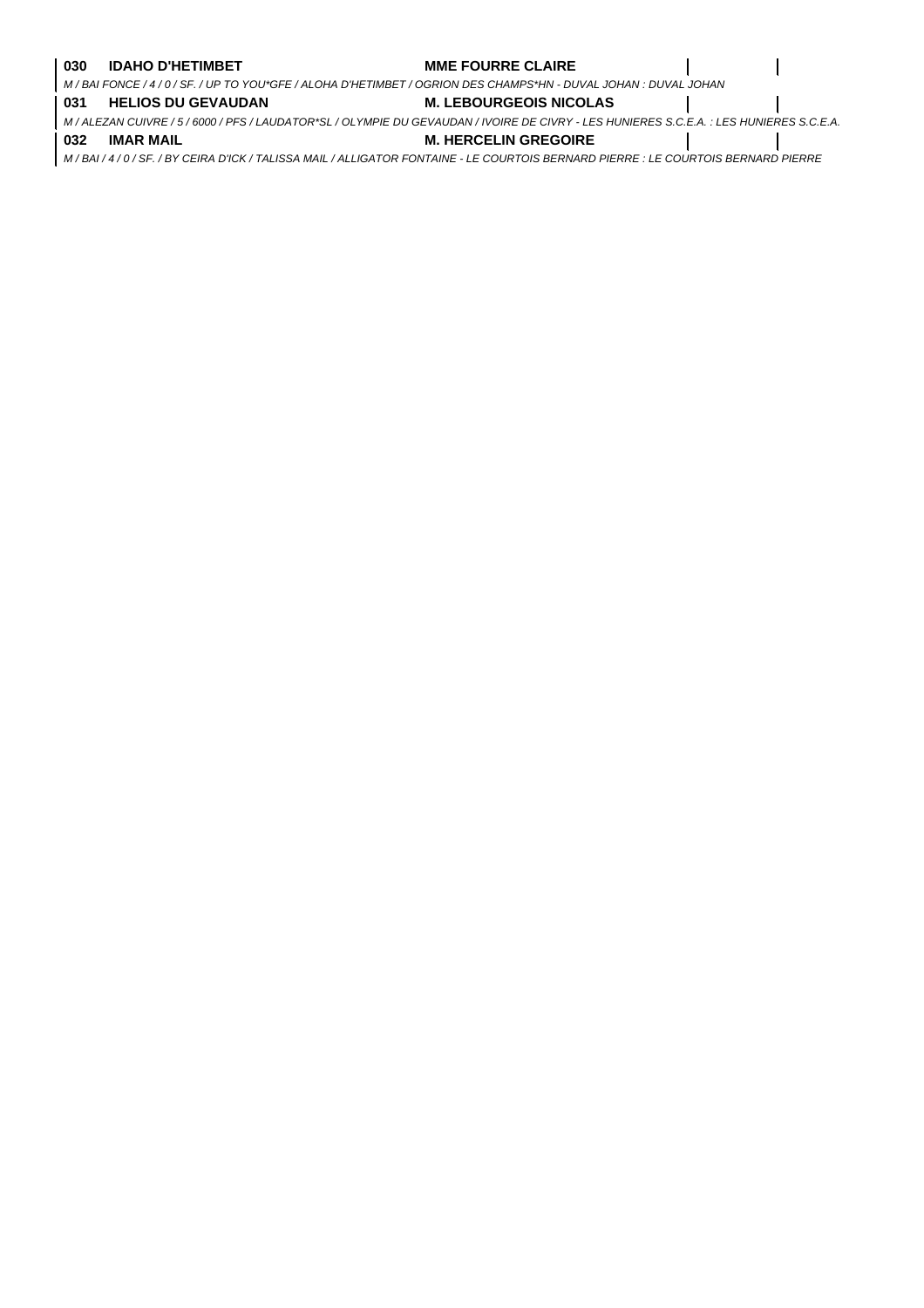**030 IDAHO D'HETIMBET** **MME FOURRE CLAIRE**

*M / BAI FONCE / 4 / 0 / SF. / UP TO YOU*GFE / ALOHA D'HETIMBET / OGRION DES CHAMPS*HN - DUVAL JOHAN : DUVAL JOHAN*

**031 HELIOS DU GEVAUDAN** **M. LEBOURGEOIS NICOLAS**

*M / ALEZAN CUIVRE / 5 / 6000 / PFS / LAUDATOR*SL / OLYMPIE DU GEVAUDAN / IVOIRE DE CIVRY - LES HUNIERES S.C.E.A. : LES HUNIERES S.C.E.A.*

**032 IMAR MAIL** **M. HERCELIN GREGOIRE**

*M / BAI / 4 / 0 / SF. / BY CEIRA D'ICK / TALISSA MAIL / ALLIGATOR FONTAINE - LE COURTOIS BERNARD PIERRE : LE COURTOIS BERNARD PIERRE*